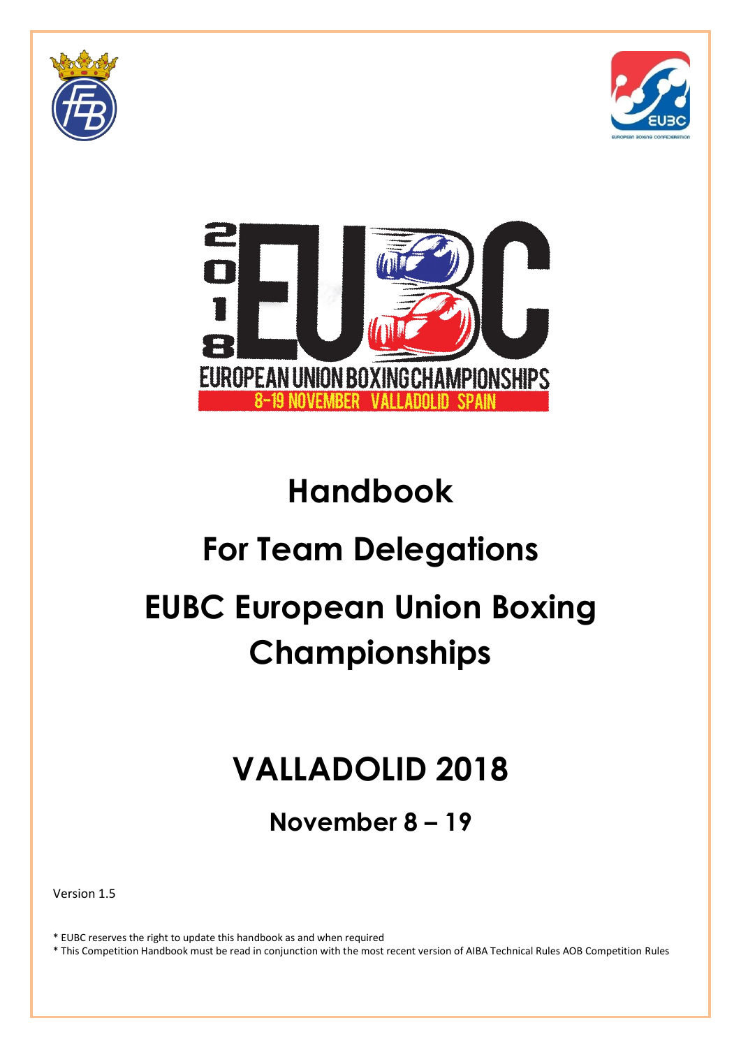# Handbook

# For Team Delegations

# EUBC European Union Boxing Championships

# VALLADOLID 2018

## November 8 – 19

Version 1.5

* EUBC reserves the right to update this handbook as and when required
* This Competition Handbook must be read in conjunction with the most recent version of AIBA Technical Rules AOB Competition Rules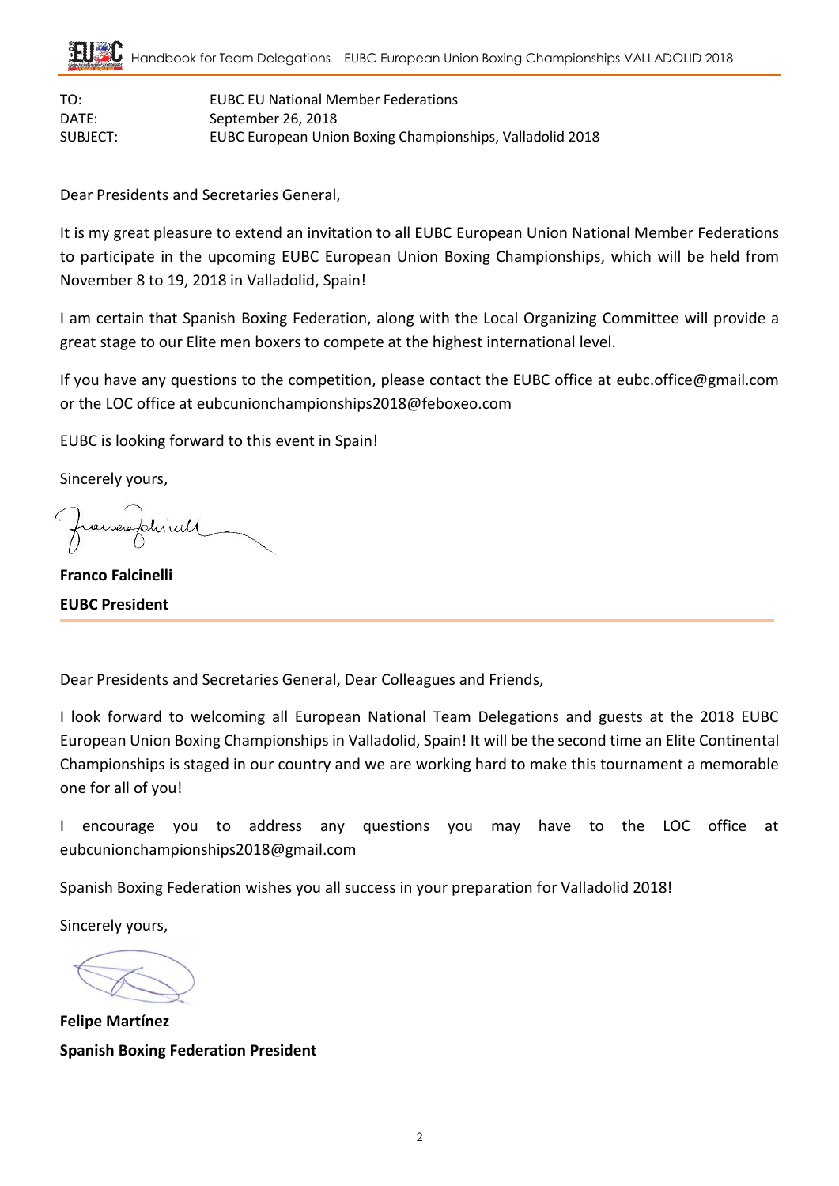| | |
|---|---|
| TO: | EUBC EU National Member Federations |
| DATE: | September 26, 2018 |
| SUBJECT: | EUBC European Union Boxing Championships, Valladolid 2018 |

Dear Presidents and Secretaries General,

It is my great pleasure to extend an invitation to all EUBC European Union National Member Federations to participate in the upcoming EUBC European Union Boxing Championships, which will be held from November 8 to 19, 2018 in Valladolid, Spain!

I am certain that Spanish Boxing Federation, along with the Local Organizing Committee will provide a great stage to our Elite men boxers to compete at the highest international level.

If you have any questions to the competition, please contact the EUBC office at eubc.office@gmail.com or the LOC office at eubcunionchampionships2018@feboxeo.com

EUBC is looking forward to this event in Spain!

Sincerely yours,

**Franco Falcinelli**

**EUBC President**

---

Dear Presidents and Secretaries General, Dear Colleagues and Friends,

I look forward to welcoming all European National Team Delegations and guests at the 2018 EUBC European Union Boxing Championships in Valladolid, Spain! It will be the second time an Elite Continental Championships is staged in our country and we are working hard to make this tournament a memorable one for all of you!

I encourage you to address any questions you may have to the LOC office at eubcunionchampionships2018@gmail.com

Spanish Boxing Federation wishes you all success in your preparation for Valladolid 2018!

Sincerely yours,

**Felipe Martínez**

**Spanish Boxing Federation President**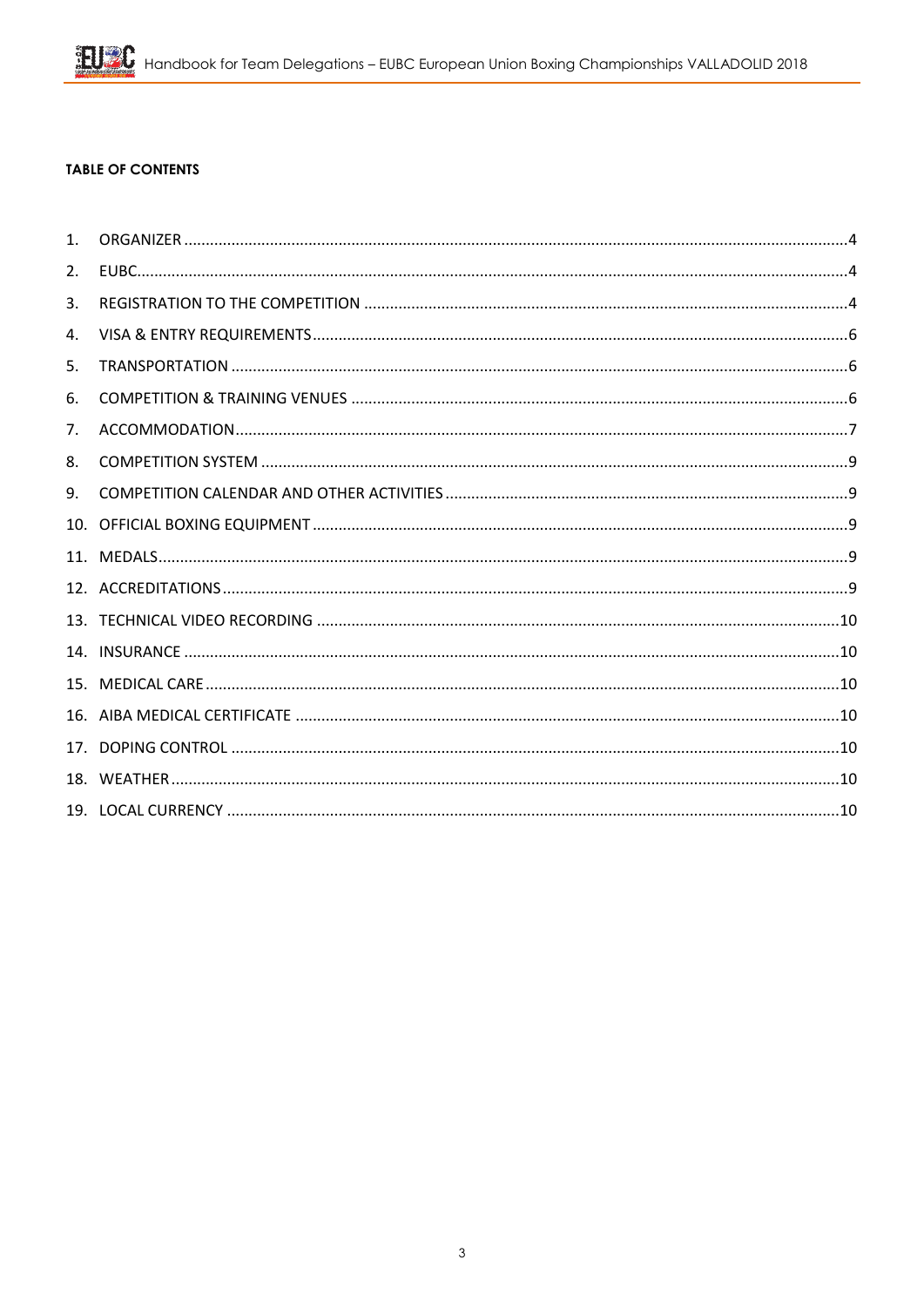**TABLE OF CONTENTS**

1. ORGANIZER ..... 4
2. EUBC ..... 4
3. REGISTRATION TO THE COMPETITION ..... 4
4. VISA & ENTRY REQUIREMENTS ..... 6
5. TRANSPORTATION ..... 6
6. COMPETITION & TRAINING VENUES ..... 6
7. ACCOMMODATION ..... 7
8. COMPETITION SYSTEM ..... 9
9. COMPETITION CALENDAR AND OTHER ACTIVITIES ..... 9
10. OFFICIAL BOXING EQUIPMENT ..... 9
11. MEDALS ..... 9
12. ACCREDITATIONS ..... 9
13. TECHNICAL VIDEO RECORDING ..... 10
14. INSURANCE ..... 10
15. MEDICAL CARE ..... 10
16. AIBA MEDICAL CERTIFICATE ..... 10
17. DOPING CONTROL ..... 10
18. WEATHER ..... 10
19. LOCAL CURRENCY ..... 10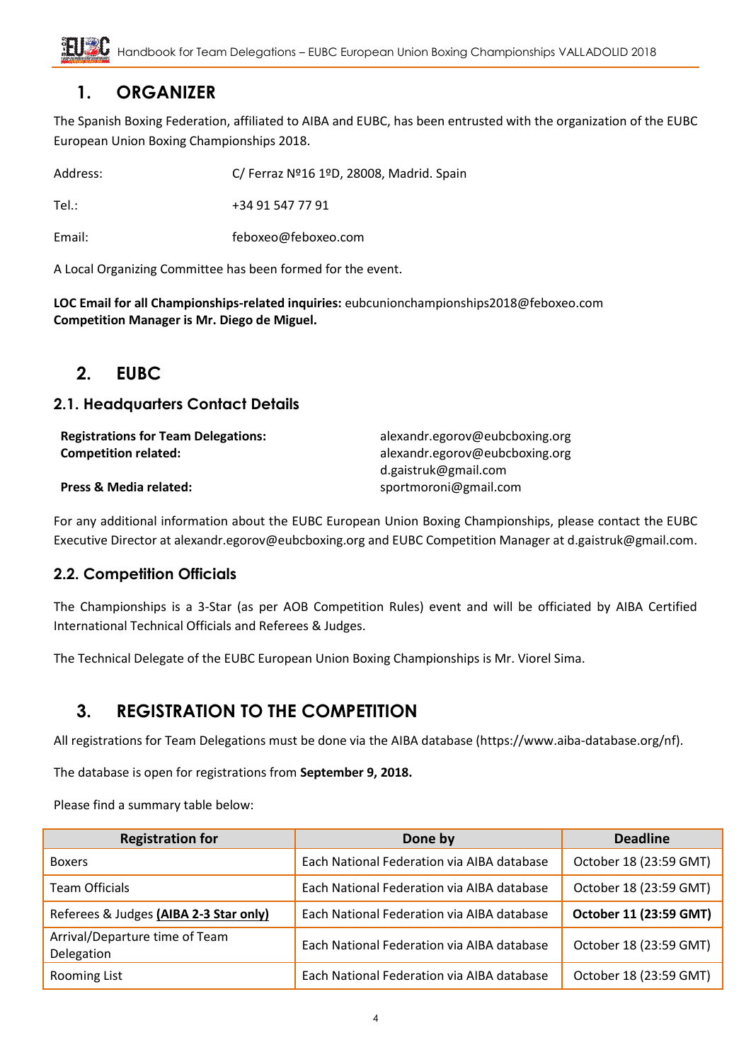# 1. ORGANIZER

The Spanish Boxing Federation, affiliated to AIBA and EUBC, has been entrusted with the organization of the EUBC European Union Boxing Championships 2018.

Address: C/ Ferraz Nº16 1ºD, 28008, Madrid. Spain

Tel.: +34 91 547 77 91

Email: feboxeo@feboxeo.com

A Local Organizing Committee has been formed for the event.

**LOC Email for all Championships-related inquiries:** eubcunionchampionships2018@feboxeo.com
**Competition Manager is Mr. Diego de Miguel.**

# 2. EUBC

## 2.1. Headquarters Contact Details

**Registrations for Team Delegations:** alexandr.egorov@eubcboxing.org
**Competition related:** alexandr.egorov@eubcboxing.org
d.gaistruk@gmail.com
**Press & Media related:** sportmoroni@gmail.com

For any additional information about the EUBC European Union Boxing Championships, please contact the EUBC Executive Director at alexandr.egorov@eubcboxing.org and EUBC Competition Manager at d.gaistruk@gmail.com.

## 2.2. Competition Officials

The Championships is a 3-Star (as per AOB Competition Rules) event and will be officiated by AIBA Certified International Technical Officials and Referees & Judges.

The Technical Delegate of the EUBC European Union Boxing Championships is Mr. Viorel Sima.

# 3. REGISTRATION TO THE COMPETITION

All registrations for Team Delegations must be done via the AIBA database (https://www.aiba-database.org/nf).

The database is open for registrations from **September 9, 2018.**

Please find a summary table below:

| Registration for | Done by | Deadline |
|---|---|---|
| Boxers | Each National Federation via AIBA database | October 18 (23:59 GMT) |
| Team Officials | Each National Federation via AIBA database | October 18 (23:59 GMT) |
| Referees & Judges **(AIBA 2-3 Star only)** | Each National Federation via AIBA database | **October 11 (23:59 GMT)** |
| Arrival/Departure time of Team Delegation | Each National Federation via AIBA database | October 18 (23:59 GMT) |
| Rooming List | Each National Federation via AIBA database | October 18 (23:59 GMT) |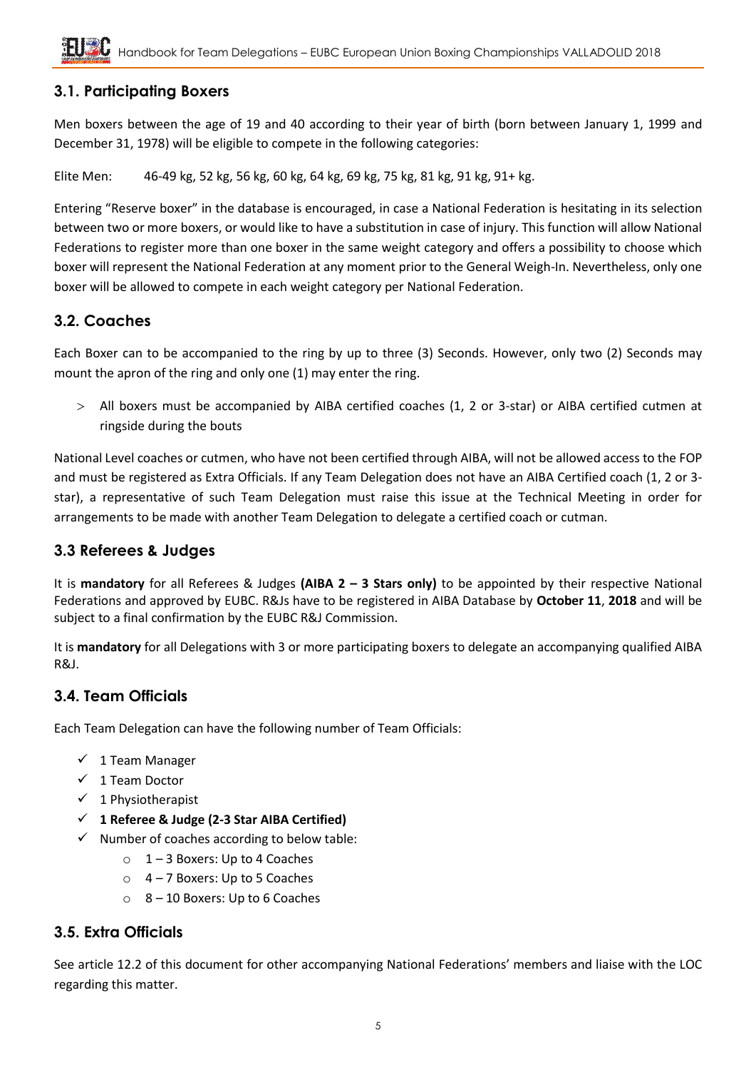## 3.1. Participating Boxers

Men boxers between the age of 19 and 40 according to their year of birth (born between January 1, 1999 and December 31, 1978) will be eligible to compete in the following categories:

Elite Men: 46-49 kg, 52 kg, 56 kg, 60 kg, 64 kg, 69 kg, 75 kg, 81 kg, 91 kg, 91+ kg.

Entering "Reserve boxer" in the database is encouraged, in case a National Federation is hesitating in its selection between two or more boxers, or would like to have a substitution in case of injury. This function will allow National Federations to register more than one boxer in the same weight category and offers a possibility to choose which boxer will represent the National Federation at any moment prior to the General Weigh-In. Nevertheless, only one boxer will be allowed to compete in each weight category per National Federation.

## 3.2. Coaches

Each Boxer can to be accompanied to the ring by up to three (3) Seconds. However, only two (2) Seconds may mount the apron of the ring and only one (1) may enter the ring.

- All boxers must be accompanied by AIBA certified coaches (1, 2 or 3-star) or AIBA certified cutmen at ringside during the bouts

National Level coaches or cutmen, who have not been certified through AIBA, will not be allowed access to the FOP and must be registered as Extra Officials. If any Team Delegation does not have an AIBA Certified coach (1, 2 or 3-star), a representative of such Team Delegation must raise this issue at the Technical Meeting in order for arrangements to be made with another Team Delegation to delegate a certified coach or cutman.

## 3.3 Referees & Judges

It is **mandatory** for all Referees & Judges **(AIBA 2 – 3 Stars only)** to be appointed by their respective National Federations and approved by EUBC. R&Js have to be registered in AIBA Database by **October 11**, **2018** and will be subject to a final confirmation by the EUBC R&J Commission.

It is **mandatory** for all Delegations with 3 or more participating boxers to delegate an accompanying qualified AIBA R&J.

## 3.4. Team Officials

Each Team Delegation can have the following number of Team Officials:

- 1 Team Manager
- 1 Team Doctor
- 1 Physiotherapist
- **1 Referee & Judge (2-3 Star AIBA Certified)**
- Number of coaches according to below table:
  - 1 – 3 Boxers: Up to 4 Coaches
  - 4 – 7 Boxers: Up to 5 Coaches
  - 8 – 10 Boxers: Up to 6 Coaches

## 3.5. Extra Officials

See article 12.2 of this document for other accompanying National Federations' members and liaise with the LOC regarding this matter.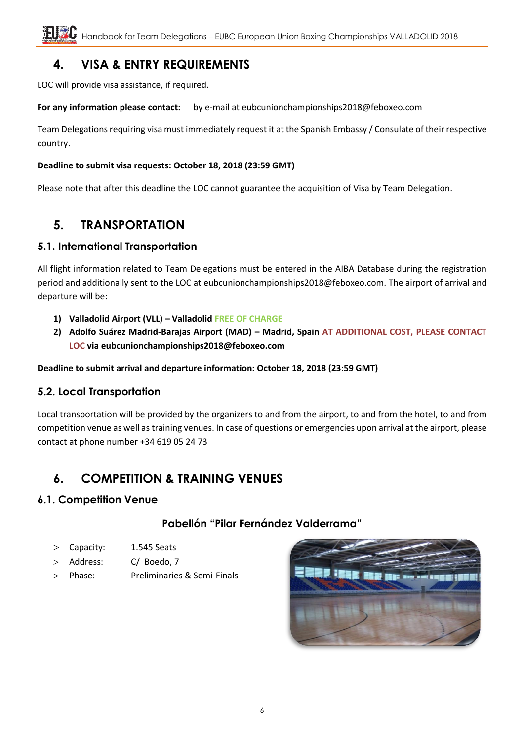## 4. VISA & ENTRY REQUIREMENTS

LOC will provide visa assistance, if required.

**For any information please contact:** by e-mail at eubcunionchampionships2018@feboxeo.com

Team Delegations requiring visa must immediately request it at the Spanish Embassy / Consulate of their respective country.

**Deadline to submit visa requests: October 18, 2018 (23:59 GMT)**

Please note that after this deadline the LOC cannot guarantee the acquisition of Visa by Team Delegation.

## 5. TRANSPORTATION

### 5.1. International Transportation

All flight information related to Team Delegations must be entered in the AIBA Database during the registration period and additionally sent to the LOC at eubcunionchampionships2018@feboxeo.com. The airport of arrival and departure will be:

1) **Valladolid Airport (VLL) – Valladolid FREE OF CHARGE**
2) **Adolfo Suárez Madrid-Barajas Airport (MAD) – Madrid, Spain AT ADDITIONAL COST, PLEASE CONTACT LOC via eubcunionchampionships2018@feboxeo.com**

**Deadline to submit arrival and departure information: October 18, 2018 (23:59 GMT)**

### 5.2. Local Transportation

Local transportation will be provided by the organizers to and from the airport, to and from the hotel, to and from competition venue as well as training venues. In case of questions or emergencies upon arrival at the airport, please contact at phone number +34 619 05 24 73

## 6. COMPETITION & TRAINING VENUES

### 6.1. Competition Venue

**Pabellón "Pilar Fernández Valderrama"**

- Capacity: 1.545 Seats
- Address: C/ Boedo, 7
- Phase: Preliminaries & Semi-Finals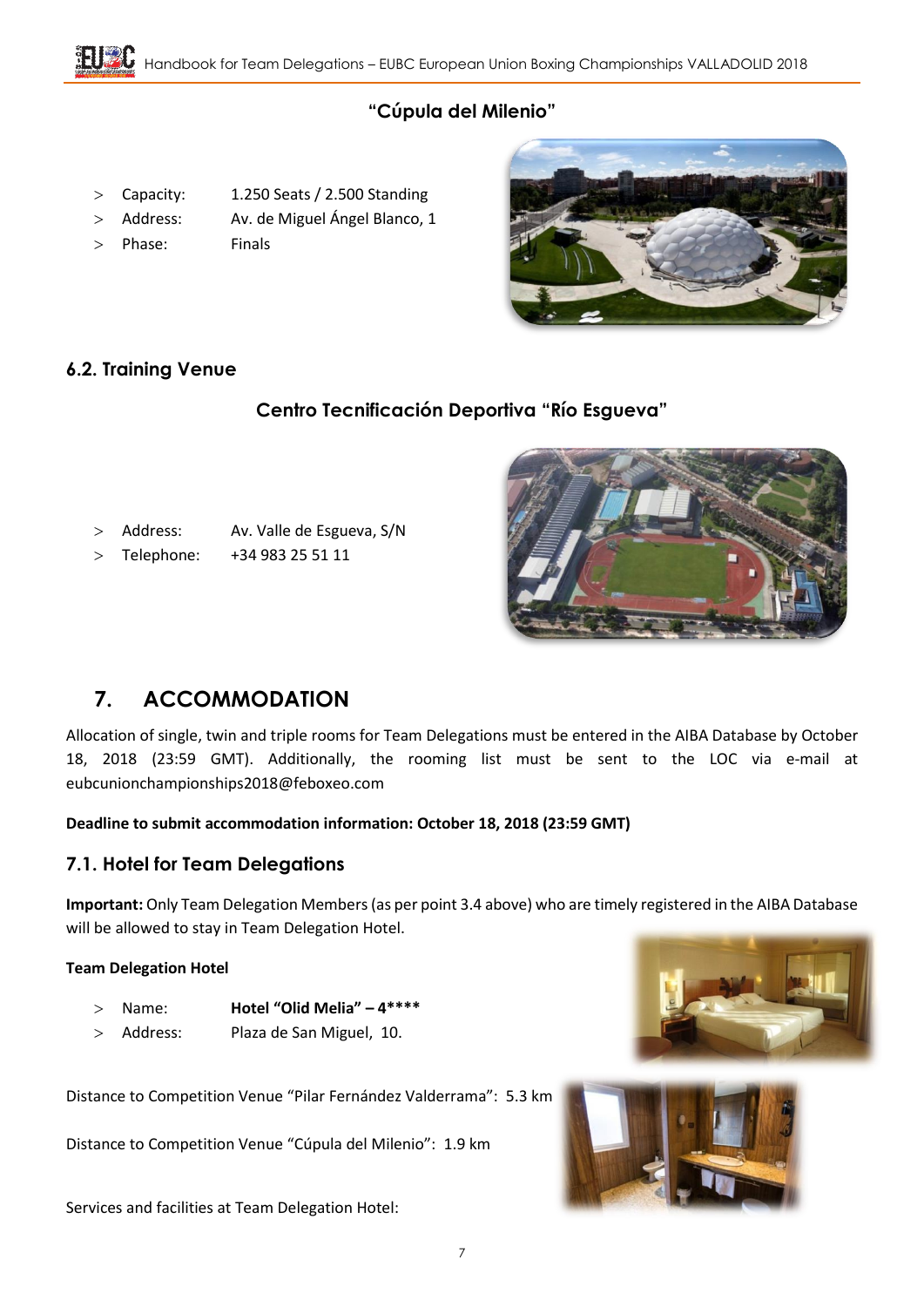### "Cúpula del Milenio"

- Capacity: 1.250 Seats / 2.500 Standing
- Address: Av. de Miguel Ángel Blanco, 1
- Phase: Finals

## 6.2. Training Venue

### Centro Tecnificación Deportiva "Río Esgueva"

- Address: Av. Valle de Esgueva, S/N
- Telephone: +34 983 25 51 11

# 7. ACCOMMODATION

Allocation of single, twin and triple rooms for Team Delegations must be entered in the AIBA Database by October 18, 2018 (23:59 GMT). Additionally, the rooming list must be sent to the LOC via e-mail at eubcunionchampionships2018@feboxeo.com

**Deadline to submit accommodation information: October 18, 2018 (23:59 GMT)**

## 7.1. Hotel for Team Delegations

**Important:** Only Team Delegation Members (as per point 3.4 above) who are timely registered in the AIBA Database will be allowed to stay in Team Delegation Hotel.

**Team Delegation Hotel**

- Name: **Hotel "Olid Melia" – 4\*\*\*\***
- Address: Plaza de San Miguel, 10.

Distance to Competition Venue "Pilar Fernández Valderrama": 5.3 km

Distance to Competition Venue "Cúpula del Milenio": 1.9 km

Services and facilities at Team Delegation Hotel: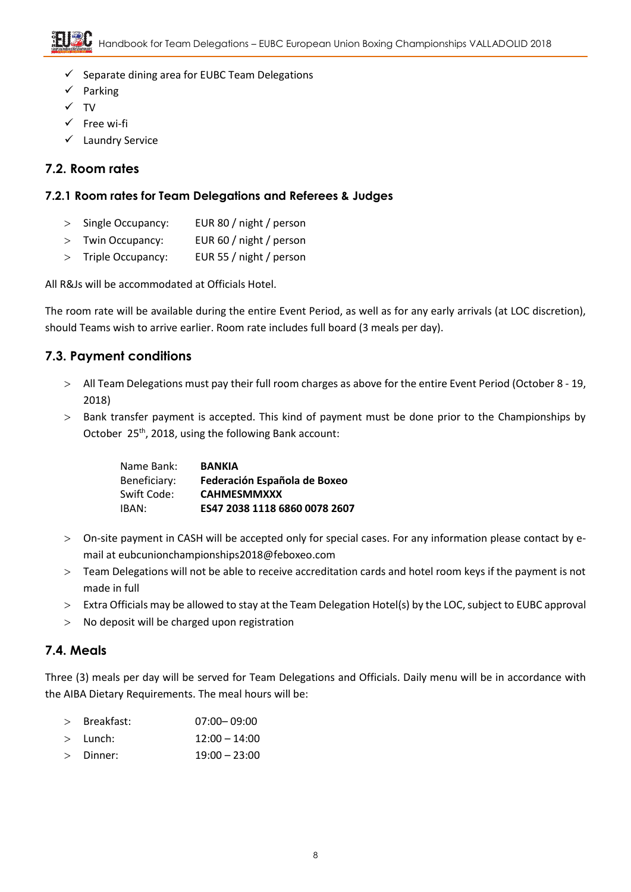- ✓ Separate dining area for EUBC Team Delegations
- ✓ Parking
- ✓ TV
- ✓ Free wi-fi
- ✓ Laundry Service

## 7.2. Room rates

### 7.2.1 Room rates for Team Delegations and Referees & Judges

- Single Occupancy: EUR 80 / night / person
- Twin Occupancy: EUR 60 / night / person
- Triple Occupancy: EUR 55 / night / person

All R&Js will be accommodated at Officials Hotel.

The room rate will be available during the entire Event Period, as well as for any early arrivals (at LOC discretion), should Teams wish to arrive earlier. Room rate includes full board (3 meals per day).

## 7.3. Payment conditions

- All Team Delegations must pay their full room charges as above for the entire Event Period (October 8 - 19, 2018)
- Bank transfer payment is accepted. This kind of payment must be done prior to the Championships by October 25th, 2018, using the following Bank account:

| | |
|---|---|
| Name Bank: | **BANKIA** |
| Beneficiary: | **Federación Española de Boxeo** |
| Swift Code: | **CAHMESMMXXX** |
| IBAN: | **ES47 2038 1118 6860 0078 2607** |

- On-site payment in CASH will be accepted only for special cases. For any information please contact by e-mail at eubcunionchampionships2018@feboxeo.com
- Team Delegations will not be able to receive accreditation cards and hotel room keys if the payment is not made in full
- Extra Officials may be allowed to stay at the Team Delegation Hotel(s) by the LOC, subject to EUBC approval
- No deposit will be charged upon registration

## 7.4. Meals

Three (3) meals per day will be served for Team Delegations and Officials. Daily menu will be in accordance with the AIBA Dietary Requirements. The meal hours will be:

- Breakfast: 07:00– 09:00
- Lunch: 12:00 – 14:00
- Dinner: 19:00 – 23:00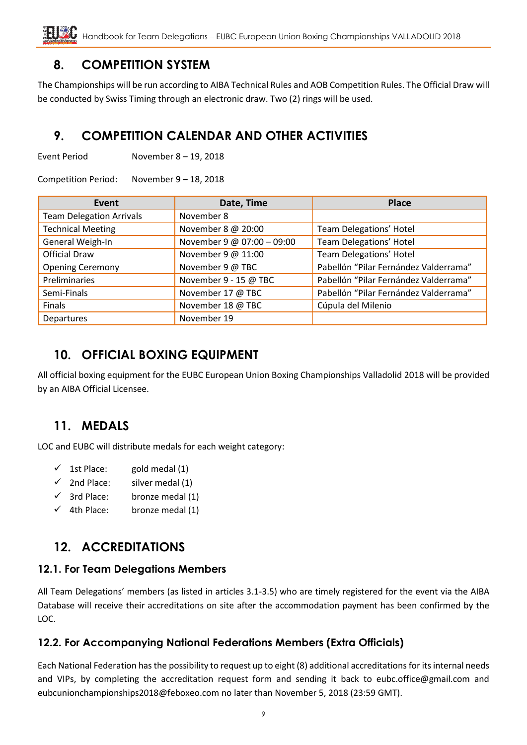## 8. COMPETITION SYSTEM

The Championships will be run according to AIBA Technical Rules and AOB Competition Rules. The Official Draw will be conducted by Swiss Timing through an electronic draw. Two (2) rings will be used.

## 9. COMPETITION CALENDAR AND OTHER ACTIVITIES

Event Period November 8 – 19, 2018

Competition Period: November 9 – 18, 2018

| Event | Date, Time | Place |
|---|---|---|
| Team Delegation Arrivals | November 8 | |
| Technical Meeting | November 8 @ 20:00 | Team Delegations' Hotel |
| General Weigh-In | November 9 @ 07:00 – 09:00 | Team Delegations' Hotel |
| Official Draw | November 9 @ 11:00 | Team Delegations' Hotel |
| Opening Ceremony | November 9 @ TBC | Pabellón "Pilar Fernández Valderrama" |
| Preliminaries | November 9 - 15 @ TBC | Pabellón "Pilar Fernández Valderrama" |
| Semi-Finals | November 17 @ TBC | Pabellón "Pilar Fernández Valderrama" |
| Finals | November 18 @ TBC | Cúpula del Milenio |
| Departures | November 19 | |

## 10. OFFICIAL BOXING EQUIPMENT

All official boxing equipment for the EUBC European Union Boxing Championships Valladolid 2018 will be provided by an AIBA Official Licensee.

## 11. MEDALS

LOC and EUBC will distribute medals for each weight category:

- ✓ 1st Place: gold medal (1)
- ✓ 2nd Place: silver medal (1)
- ✓ 3rd Place: bronze medal (1)
- ✓ 4th Place: bronze medal (1)

## 12. ACCREDITATIONS

### 12.1. For Team Delegations Members

All Team Delegations' members (as listed in articles 3.1-3.5) who are timely registered for the event via the AIBA Database will receive their accreditations on site after the accommodation payment has been confirmed by the LOC.

### 12.2. For Accompanying National Federations Members (Extra Officials)

Each National Federation has the possibility to request up to eight (8) additional accreditations for its internal needs and VIPs, by completing the accreditation request form and sending it back to eubc.office@gmail.com and eubcunionchampionships2018@feboxeo.com no later than November 5, 2018 (23:59 GMT).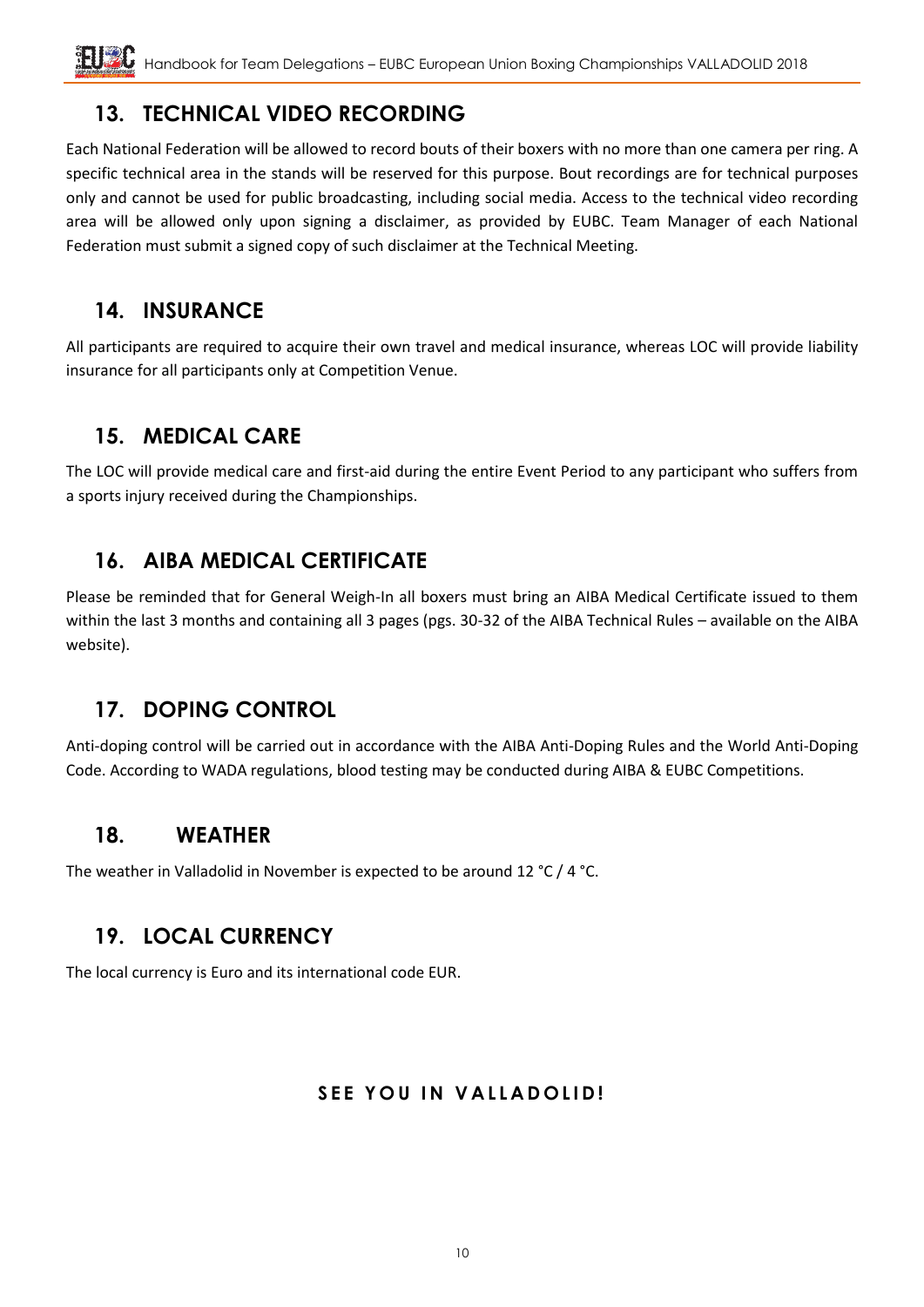## 13. TECHNICAL VIDEO RECORDING

Each National Federation will be allowed to record bouts of their boxers with no more than one camera per ring. A specific technical area in the stands will be reserved for this purpose. Bout recordings are for technical purposes only and cannot be used for public broadcasting, including social media. Access to the technical video recording area will be allowed only upon signing a disclaimer, as provided by EUBC. Team Manager of each National Federation must submit a signed copy of such disclaimer at the Technical Meeting.

## 14. INSURANCE

All participants are required to acquire their own travel and medical insurance, whereas LOC will provide liability insurance for all participants only at Competition Venue.

## 15. MEDICAL CARE

The LOC will provide medical care and first-aid during the entire Event Period to any participant who suffers from a sports injury received during the Championships.

## 16. AIBA MEDICAL CERTIFICATE

Please be reminded that for General Weigh-In all boxers must bring an AIBA Medical Certificate issued to them within the last 3 months and containing all 3 pages (pgs. 30-32 of the AIBA Technical Rules – available on the AIBA website).

## 17. DOPING CONTROL

Anti-doping control will be carried out in accordance with the AIBA Anti-Doping Rules and the World Anti-Doping Code. According to WADA regulations, blood testing may be conducted during AIBA & EUBC Competitions.

## 18. WEATHER

The weather in Valladolid in November is expected to be around 12 °C / 4 °C.

## 19. LOCAL CURRENCY

The local currency is Euro and its international code EUR.

**SEE YOU IN VALLADOLID!**